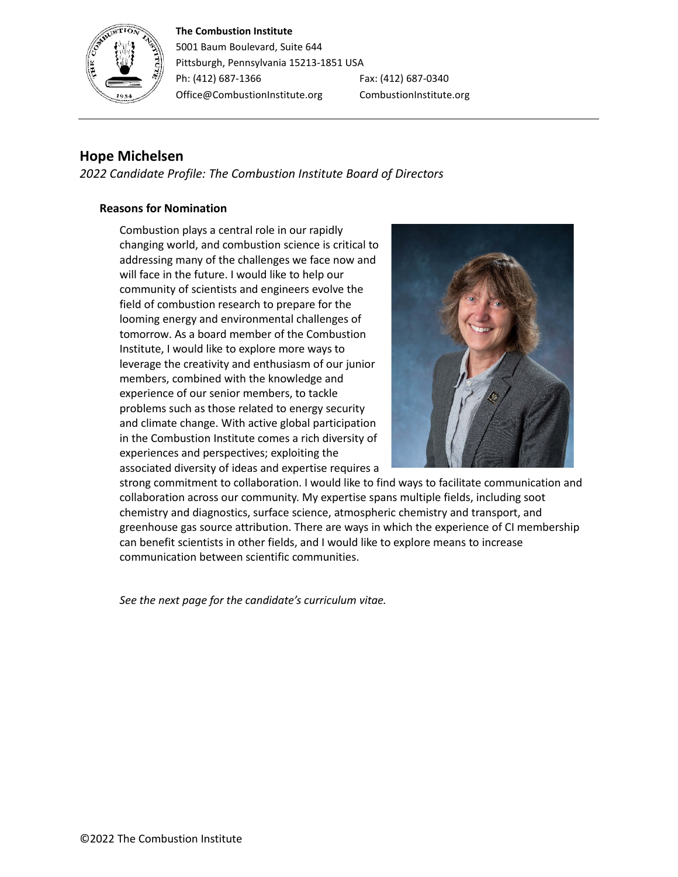**The Combustion Institute**
5001 Baum Boulevard, Suite 644
Pittsburgh, Pennsylvania 15213-1851 USA
Ph: (412) 687-1366 Fax: (412) 687-0340
Office@CombustionInstitute.org CombustionInstitute.org

---

## Hope Michelsen

*2022 Candidate Profile: The Combustion Institute Board of Directors*

### Reasons for Nomination

Combustion plays a central role in our rapidly changing world, and combustion science is critical to addressing many of the challenges we face now and will face in the future. I would like to help our community of scientists and engineers evolve the field of combustion research to prepare for the looming energy and environmental challenges of tomorrow. As a board member of the Combustion Institute, I would like to explore more ways to leverage the creativity and enthusiasm of our junior members, combined with the knowledge and experience of our senior members, to tackle problems such as those related to energy security and climate change. With active global participation in the Combustion Institute comes a rich diversity of experiences and perspectives; exploiting the associated diversity of ideas and expertise requires a strong commitment to collaboration. I would like to find ways to facilitate communication and collaboration across our community. My expertise spans multiple fields, including soot chemistry and diagnostics, surface science, atmospheric chemistry and transport, and greenhouse gas source attribution. There are ways in which the experience of CI membership can benefit scientists in other fields, and I would like to explore means to increase communication between scientific communities.

*See the next page for the candidate's curriculum vitae.*

©2022 The Combustion Institute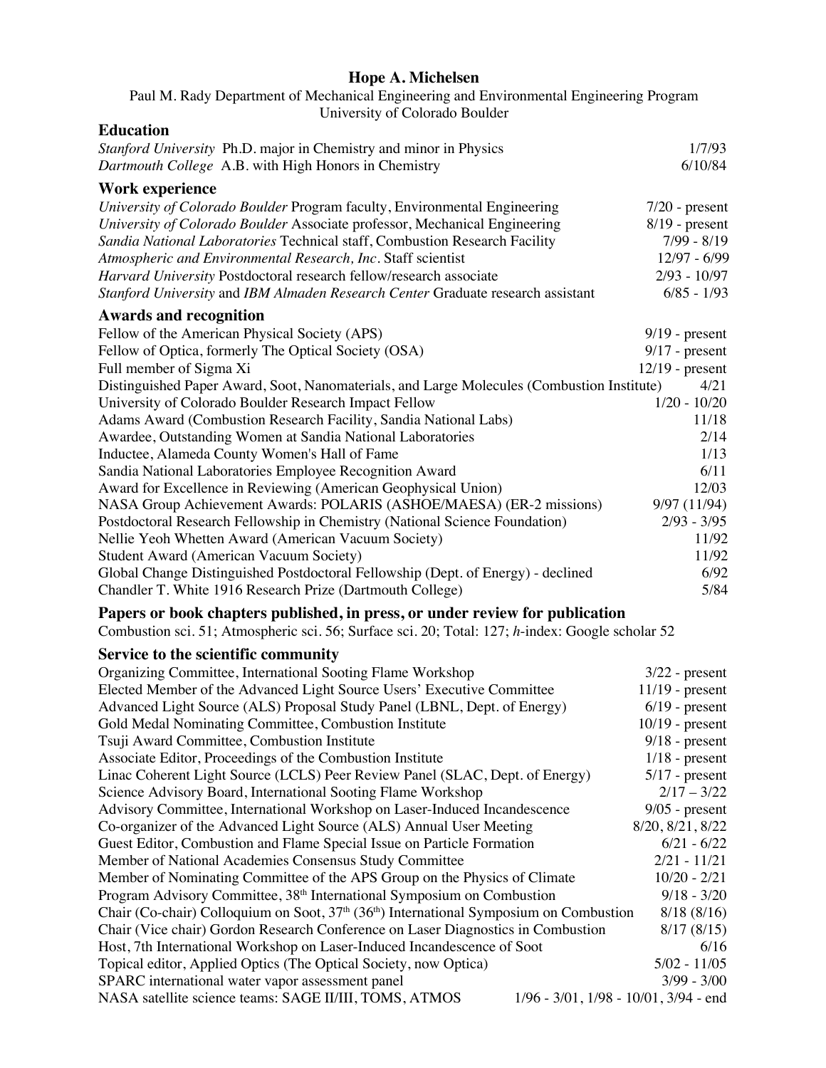# Hope A. Michelsen

Paul M. Rady Department of Mechanical Engineering and Environmental Engineering Program
University of Colorado Boulder

## Education

| | |
|---|---|
| *Stanford University* Ph.D. major in Chemistry and minor in Physics | 1/7/93 |
| *Dartmouth College* A.B. with High Honors in Chemistry | 6/10/84 |

## Work experience

| | |
|---|---|
| *University of Colorado Boulder* Program faculty, Environmental Engineering | 7/20 - present |
| *University of Colorado Boulder* Associate professor, Mechanical Engineering | 8/19 - present |
| *Sandia National Laboratories* Technical staff, Combustion Research Facility | 7/99 - 8/19 |
| *Atmospheric and Environmental Research, Inc.* Staff scientist | 12/97 - 6/99 |
| *Harvard University* Postdoctoral research fellow/research associate | 2/93 - 10/97 |
| *Stanford University* and *IBM Almaden Research Center* Graduate research assistant | 6/85 - 1/93 |

## Awards and recognition

| | |
|---|---|
| Fellow of the American Physical Society (APS) | 9/19 - present |
| Fellow of Optica, formerly The Optical Society (OSA) | 9/17 - present |
| Full member of Sigma Xi | 12/19 - present |
| Distinguished Paper Award, Soot, Nanomaterials, and Large Molecules (Combustion Institute) | 4/21 |
| University of Colorado Boulder Research Impact Fellow | 1/20 - 10/20 |
| Adams Award (Combustion Research Facility, Sandia National Labs) | 11/18 |
| Awardee, Outstanding Women at Sandia National Laboratories | 2/14 |
| Inductee, Alameda County Women's Hall of Fame | 1/13 |
| Sandia National Laboratories Employee Recognition Award | 6/11 |
| Award for Excellence in Reviewing (American Geophysical Union) | 12/03 |
| NASA Group Achievement Awards: POLARIS (ASHOE/MAESA) (ER-2 missions) | 9/97 (11/94) |
| Postdoctoral Research Fellowship in Chemistry (National Science Foundation) | 2/93 - 3/95 |
| Nellie Yeoh Whetten Award (American Vacuum Society) | 11/92 |
| Student Award (American Vacuum Society) | 11/92 |
| Global Change Distinguished Postdoctoral Fellowship (Dept. of Energy) - declined | 6/92 |
| Chandler T. White 1916 Research Prize (Dartmouth College) | 5/84 |

## Papers or book chapters published, in press, or under review for publication

Combustion sci. 51; Atmospheric sci. 56; Surface sci. 20; Total: 127; *h*-index: Google scholar 52

## Service to the scientific community

| | |
|---|---|
| Organizing Committee, International Sooting Flame Workshop | 3/22 - present |
| Elected Member of the Advanced Light Source Users' Executive Committee | 11/19 - present |
| Advanced Light Source (ALS) Proposal Study Panel (LBNL, Dept. of Energy) | 6/19 - present |
| Gold Medal Nominating Committee, Combustion Institute | 10/19 - present |
| Tsuji Award Committee, Combustion Institute | 9/18 - present |
| Associate Editor, Proceedings of the Combustion Institute | 1/18 - present |
| Linac Coherent Light Source (LCLS) Peer Review Panel (SLAC, Dept. of Energy) | 5/17 - present |
| Science Advisory Board, International Sooting Flame Workshop | 2/17 – 3/22 |
| Advisory Committee, International Workshop on Laser-Induced Incandescence | 9/05 - present |
| Co-organizer of the Advanced Light Source (ALS) Annual User Meeting | 8/20, 8/21, 8/22 |
| Guest Editor, Combustion and Flame Special Issue on Particle Formation | 6/21 - 6/22 |
| Member of National Academies Consensus Study Committee | 2/21 - 11/21 |
| Member of Nominating Committee of the APS Group on the Physics of Climate | 10/20 - 2/21 |
| Program Advisory Committee, 38th International Symposium on Combustion | 9/18 - 3/20 |
| Chair (Co-chair) Colloquium on Soot, 37th (36th) International Symposium on Combustion | 8/18 (8/16) |
| Chair (Vice chair) Gordon Research Conference on Laser Diagnostics in Combustion | 8/17 (8/15) |
| Host, 7th International Workshop on Laser-Induced Incandescence of Soot | 6/16 |
| Topical editor, Applied Optics (The Optical Society, now Optica) | 5/02 - 11/05 |
| SPARC international water vapor assessment panel | 3/99 - 3/00 |
| NASA satellite science teams: SAGE II/III, TOMS, ATMOS | 1/96 - 3/01, 1/98 - 10/01, 3/94 - end |